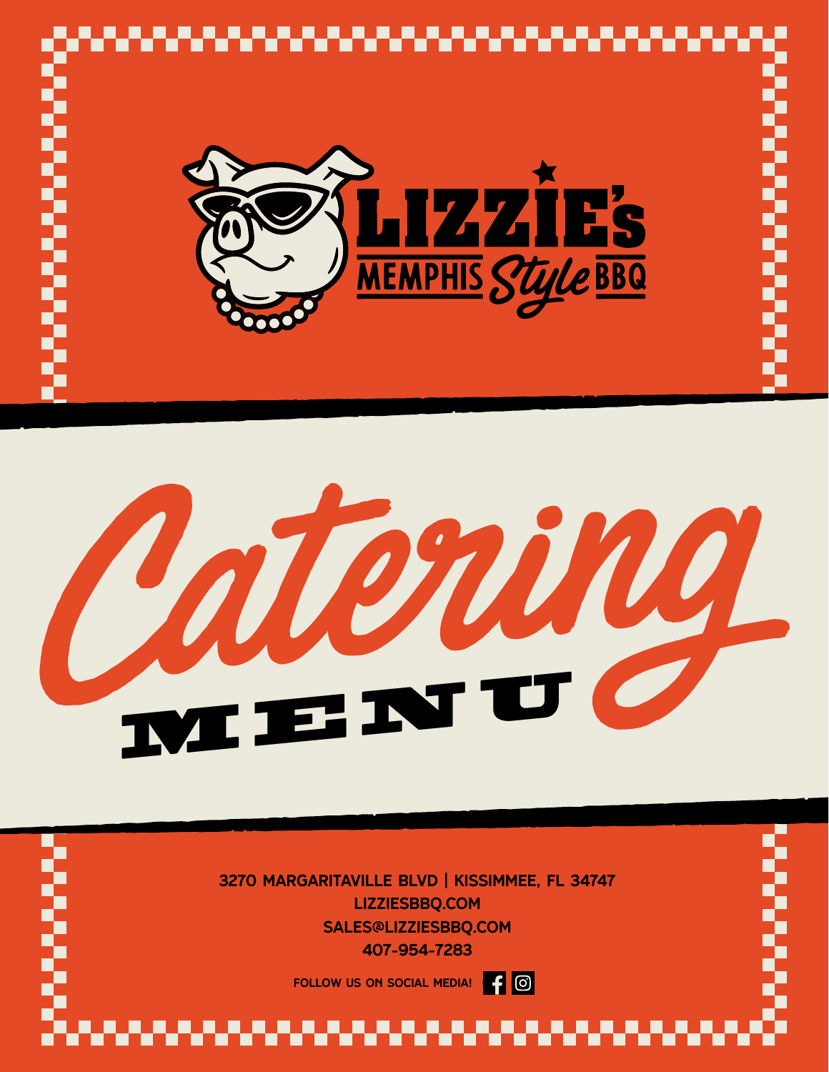# LIZZIE'S

MEMPHIS Style BBQ

# Catering

## MENU

**3270 MARGARITAVILLE BLVD | KISSIMMEE, FL 34747**

**LIZZIESBBQ.COM**

**SALES@LIZZIESBBQ.COM**

**407-954-7283**

**FOLLOW US ON SOCIAL MEDIA!**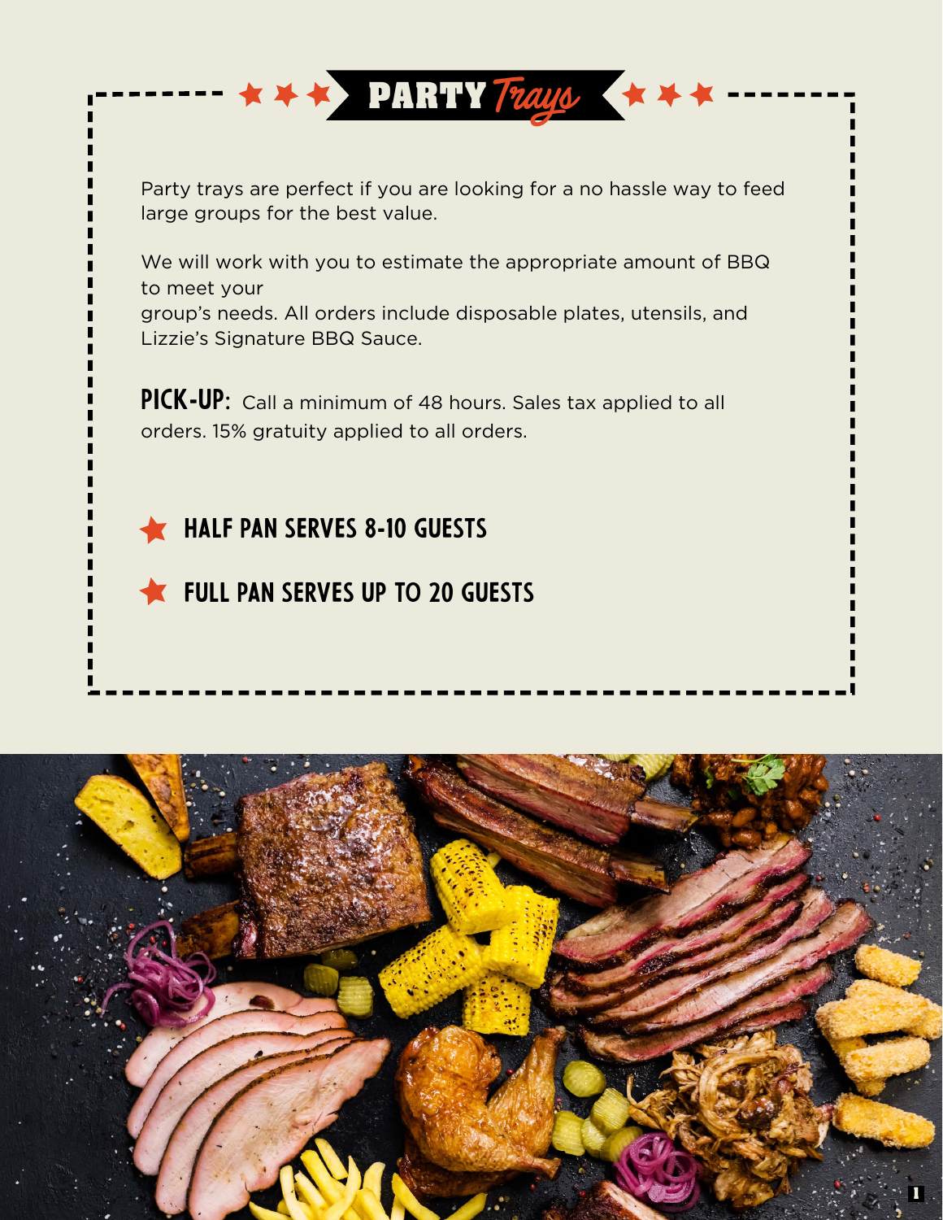# PARTY *Trays*

Party trays are perfect if you are looking for a no hassle way to feed large groups for the best value.

We will work with you to estimate the appropriate amount of BBQ to meet your group's needs. All orders include disposable plates, utensils, and Lizzie's Signature BBQ Sauce.

**PICK-UP:** Call a minimum of 48 hours. Sales tax applied to all orders. 15% gratuity applied to all orders.

- **HALF PAN SERVES 8-10 GUESTS**
- **FULL PAN SERVES UP TO 20 GUESTS**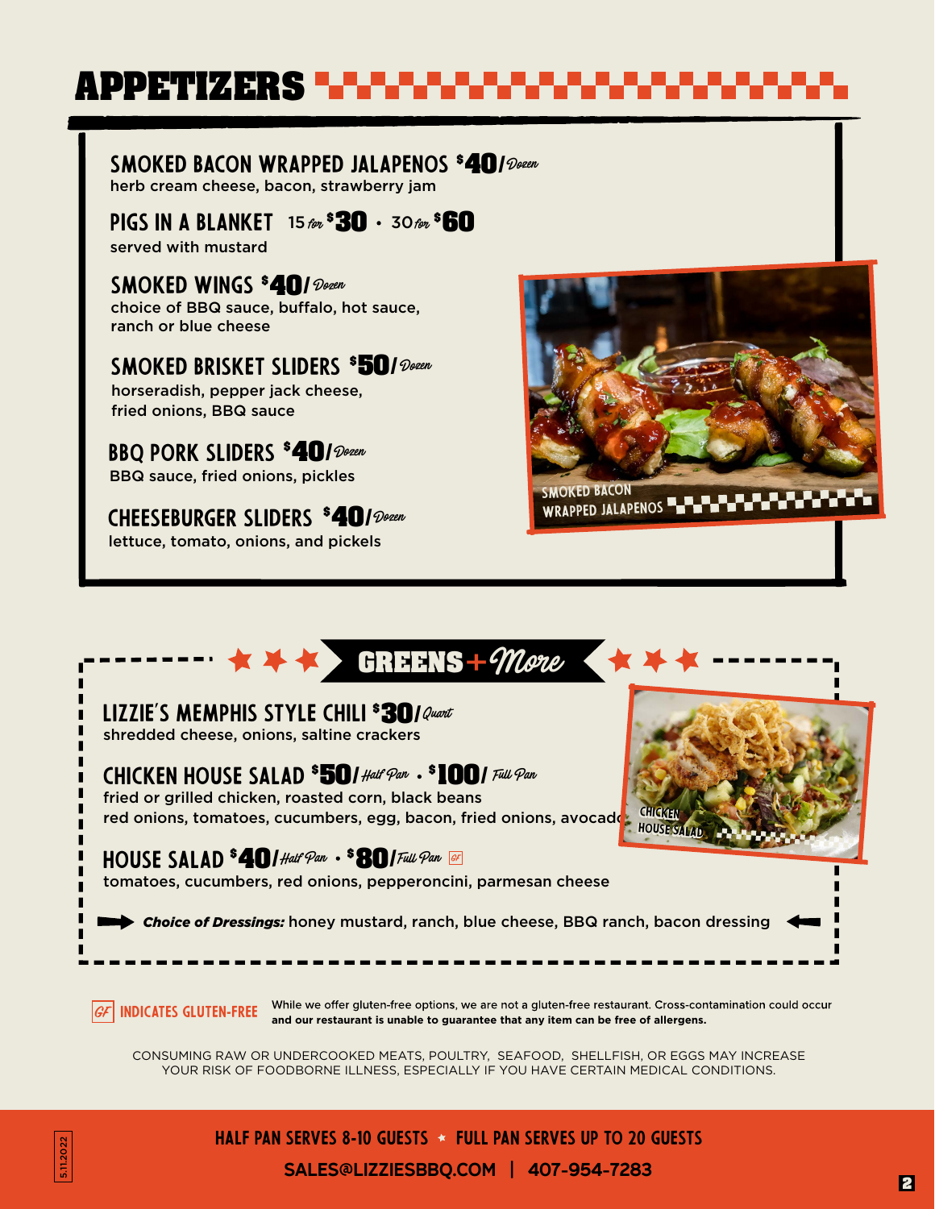# APPETIZERS

## SMOKED BACON WRAPPED JALAPENOS $40/ Dozen
herb cream cheese, bacon, strawberry jam

## PIGS IN A BLANKET 15 for $30 • 30 for $60
served with mustard

## SMOKED WINGS $40/ Dozen
choice of BBQ sauce, buffalo, hot sauce, ranch or blue cheese

## SMOKED BRISKET SLIDERS $50/ Dozen
horseradish, pepper jack cheese, fried onions, BBQ sauce

## BBQ PORK SLIDERS $40/ Dozen
BBQ sauce, fried onions, pickles

## CHEESEBURGER SLIDERS $40/ Dozen
lettuce, tomato, onions, and pickles

SMOKED BACON WRAPPED JALAPENOS

# GREENS + More

## LIZZIE'S MEMPHIS STYLE CHILI $30/ Quart
shredded cheese, onions, saltine crackers

## CHICKEN HOUSE SALAD $50/ Half Pan • $100/ Full Pan
fried or grilled chicken, roasted corn, black beans red onions, tomatoes, cucumbers, egg, bacon, fried onions, avocado

## HOUSE SALAD $40/ Half Pan • $80/ Full Pan GF
tomatoes, cucumbers, red onions, pepperoncini, parmesan cheese

***Choice of Dressings:*** honey mustard, ranch, blue cheese, BBQ ranch, bacon dressing

CHICKEN HOUSE SALAD

GF INDICATES GLUTEN-FREE — While we offer gluten-free options, we are not a gluten-free restaurant. Cross-contamination could occur **and our restaurant is unable to guarantee that any item can be free of allergens.**

CONSUMING RAW OR UNDERCOOKED MEATS, POULTRY, SEAFOOD, SHELLFISH, OR EGGS MAY INCREASE YOUR RISK OF FOODBORNE ILLNESS, ESPECIALLY IF YOU HAVE CERTAIN MEDICAL CONDITIONS.

HALF PAN SERVES 8-10 GUESTS ★ FULL PAN SERVES UP TO 20 GUESTS

SALES@LIZZIESBBQ.COM | 407-954-7283

5.11.2022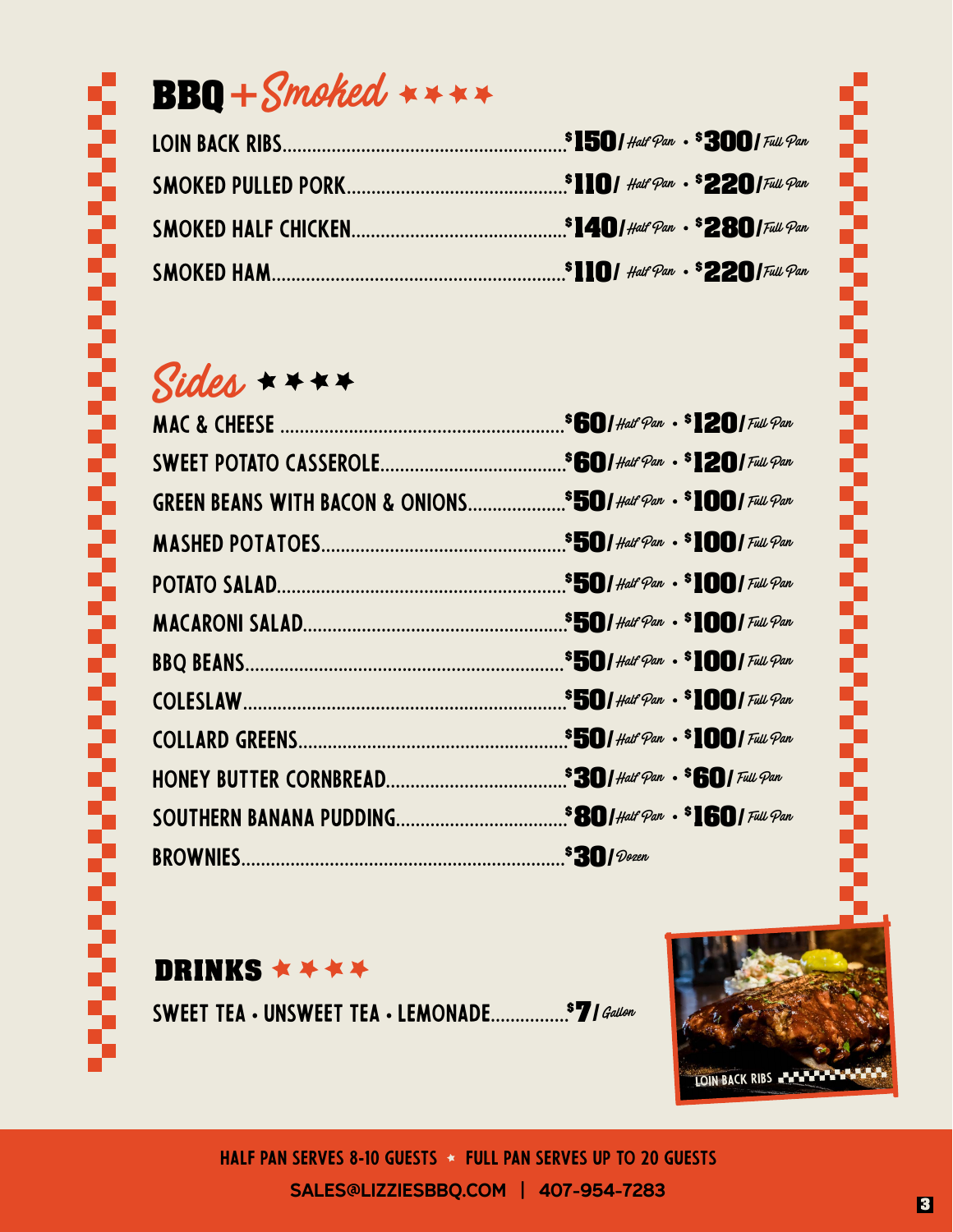## BBQ + Smoked ★★★★

| | |
|---|---|
| LOIN BACK RIBS | $150 / Half Pan • $300 / Full Pan |
| SMOKED PULLED PORK | $110 / Half Pan • $220 / Full Pan |
| SMOKED HALF CHICKEN | $140 / Half Pan • $280 / Full Pan |
| SMOKED HAM | $110 / Half Pan • $220 / Full Pan |

## Sides ★★★★

| | |
|---|---|
| MAC & CHEESE | $60 / Half Pan • $120 / Full Pan |
| SWEET POTATO CASSEROLE | $60 / Half Pan • $120 / Full Pan |
| GREEN BEANS WITH BACON & ONIONS | $50 / Half Pan • $100 / Full Pan |
| MASHED POTATOES | $50 / Half Pan • $100 / Full Pan |
| POTATO SALAD | $50 / Half Pan • $100 / Full Pan |
| MACARONI SALAD | $50 / Half Pan • $100 / Full Pan |
| BBQ BEANS | $50 / Half Pan • $100 / Full Pan |
| COLESLAW | $50 / Half Pan • $100 / Full Pan |
| COLLARD GREENS | $50 / Half Pan • $100 / Full Pan |
| HONEY BUTTER CORNBREAD | $30 / Half Pan • $60 / Full Pan |
| SOUTHERN BANANA PUDDING | $80 / Half Pan • $160 / Full Pan |
| BROWNIES | $30 / Dozen |

## DRINKS ★★★★

SWEET TEA • UNSWEET TEA • LEMONADE ........ $7 / Gallon

LOIN BACK RIBS

HALF PAN SERVES 8-10 GUESTS ★ FULL PAN SERVES UP TO 20 GUESTS

SALES@LIZZIESBBQ.COM | 407-954-7283